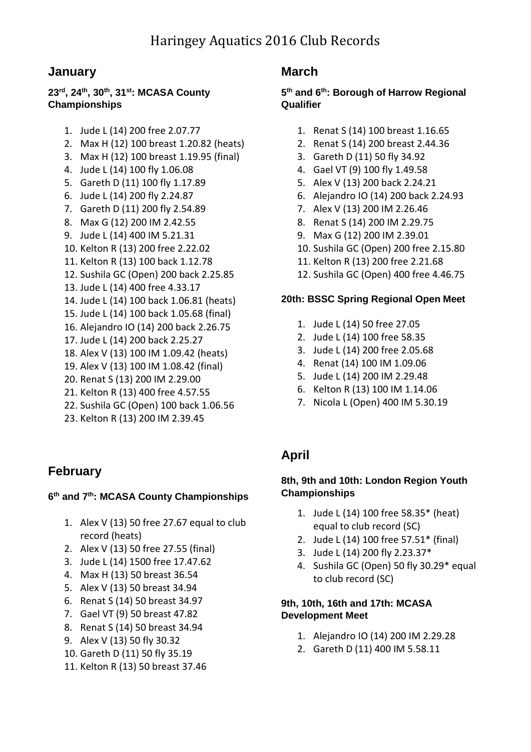# Haringey Aquatics 2016 Club Records

## January

**23rd, 24th, 30th, 31st: MCASA County Championships**

1. Jude L (14) 200 free 2.07.77
2. Max H (12) 100 breast 1.20.82 (heats)
3. Max H (12) 100 breast 1.19.95 (final)
4. Jude L (14) 100 fly 1.06.08
5. Gareth D (11) 100 fly 1.17.89
6. Jude L (14) 200 fly 2.24.87
7. Gareth D (11) 200 fly 2.54.89
8. Max G (12) 200 IM 2.42.55
9. Jude L (14) 400 IM 5.21.31
10. Kelton R (13) 200 free 2.22.02
11. Kelton R (13) 100 back 1.12.78
12. Sushila GC (Open) 200 back 2.25.85
13. Jude L (14) 400 free 4.33.17
14. Jude L (14) 100 back 1.06.81 (heats)
15. Jude L (14) 100 back 1.05.68 (final)
16. Alejandro IO (14) 200 back 2.26.75
17. Jude L (14) 200 back 2.25.27
18. Alex V (13) 100 IM 1.09.42 (heats)
19. Alex V (13) 100 IM 1.08.42 (final)
20. Renat S (13) 200 IM 2.29.00
21. Kelton R (13) 400 free 4.57.55
22. Sushila GC (Open) 100 back 1.06.56
23. Kelton R (13) 200 IM 2.39.45

## February

**6th and 7th: MCASA County Championships**

1. Alex V (13) 50 free 27.67 equal to club record (heats)
2. Alex V (13) 50 free 27.55 (final)
3. Jude L (14) 1500 free 17.47.62
4. Max H (13) 50 breast 36.54
5. Alex V (13) 50 breast 34.94
6. Renat S (14) 50 breast 34.97
7. Gael VT (9) 50 breast 47.82
8. Renat S (14) 50 breast 34.94
9. Alex V (13) 50 fly 30.32
10. Gareth D (11) 50 fly 35.19
11. Kelton R (13) 50 breast 37.46

## March

**5th and 6th: Borough of Harrow Regional Qualifier**

1. Renat S (14) 100 breast 1.16.65
2. Renat S (14) 200 breast 2.44.36
3. Gareth D (11) 50 fly 34.92
4. Gael VT (9) 100 fly 1.49.58
5. Alex V (13) 200 back 2.24.21
6. Alejandro IO (14) 200 back 2.24.93
7. Alex V (13) 200 IM 2.26.46
8. Renat S (14) 200 IM 2.29.75
9. Max G (12) 200 IM 2.39.01
10. Sushila GC (Open) 200 free 2.15.80
11. Kelton R (13) 200 free 2.21.68
12. Sushila GC (Open) 400 free 4.46.75

**20th: BSSC Spring Regional Open Meet**

1. Jude L (14) 50 free 27.05
2. Jude L (14) 100 free 58.35
3. Jude L (14) 200 free 2.05.68
4. Renat (14) 100 IM 1.09.06
5. Jude L (14) 200 IM 2.29.48
6. Kelton R (13) 100 IM 1.14.06
7. Nicola L (Open) 400 IM 5.30.19

## April

**8th, 9th and 10th: London Region Youth Championships**

1. Jude L (14) 100 free 58.35* (heat) equal to club record (SC)
2. Jude L (14) 100 free 57.51* (final)
3. Jude L (14) 200 fly 2.23.37*
4. Sushila GC (Open) 50 fly 30.29* equal to club record (SC)

**9th, 10th, 16th and 17th: MCASA Development Meet**

1. Alejandro IO (14) 200 IM 2.29.28
2. Gareth D (11) 400 IM 5.58.11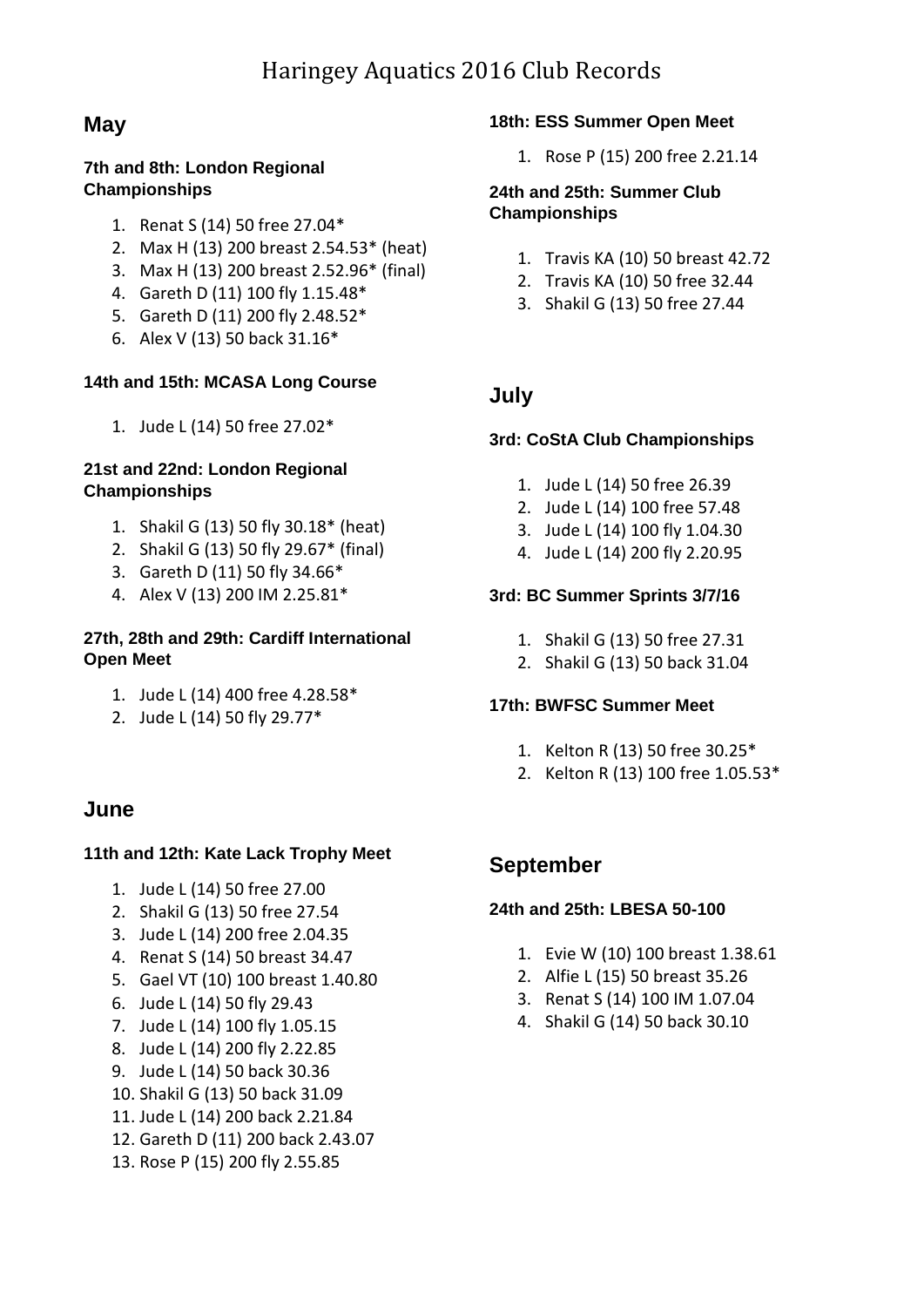# Haringey Aquatics 2016 Club Records

## May

### 7th and 8th: London Regional Championships

1. Renat S (14) 50 free 27.04*
2. Max H (13) 200 breast 2.54.53* (heat)
3. Max H (13) 200 breast 2.52.96* (final)
4. Gareth D (11) 100 fly 1.15.48*
5. Gareth D (11) 200 fly 2.48.52*
6. Alex V (13) 50 back 31.16*

### 14th and 15th: MCASA Long Course

1. Jude L (14) 50 free 27.02*

### 21st and 22nd: London Regional Championships

1. Shakil G (13) 50 fly 30.18* (heat)
2. Shakil G (13) 50 fly 29.67* (final)
3. Gareth D (11) 50 fly 34.66*
4. Alex V (13) 200 IM 2.25.81*

### 27th, 28th and 29th: Cardiff International Open Meet

1. Jude L (14) 400 free 4.28.58*
2. Jude L (14) 50 fly 29.77*

## June

### 11th and 12th: Kate Lack Trophy Meet

1. Jude L (14) 50 free 27.00
2. Shakil G (13) 50 free 27.54
3. Jude L (14) 200 free 2.04.35
4. Renat S (14) 50 breast 34.47
5. Gael VT (10) 100 breast 1.40.80
6. Jude L (14) 50 fly 29.43
7. Jude L (14) 100 fly 1.05.15
8. Jude L (14) 200 fly 2.22.85
9. Jude L (14) 50 back 30.36
10. Shakil G (13) 50 back 31.09
11. Jude L (14) 200 back 2.21.84
12. Gareth D (11) 200 back 2.43.07
13. Rose P (15) 200 fly 2.55.85

### 18th: ESS Summer Open Meet

1. Rose P (15) 200 free 2.21.14

### 24th and 25th: Summer Club Championships

1. Travis KA (10) 50 breast 42.72
2. Travis KA (10) 50 free 32.44
3. Shakil G (13) 50 free 27.44

## July

### 3rd: CoStA Club Championships

1. Jude L (14) 50 free 26.39
2. Jude L (14) 100 free 57.48
3. Jude L (14) 100 fly 1.04.30
4. Jude L (14) 200 fly 2.20.95

### 3rd: BC Summer Sprints 3/7/16

1. Shakil G (13) 50 free 27.31
2. Shakil G (13) 50 back 31.04

### 17th: BWFSC Summer Meet

1. Kelton R (13) 50 free 30.25*
2. Kelton R (13) 100 free 1.05.53*

## September

### 24th and 25th: LBESA 50-100

1. Evie W (10) 100 breast 1.38.61
2. Alfie L (15) 50 breast 35.26
3. Renat S (14) 100 IM 1.07.04
4. Shakil G (14) 50 back 30.10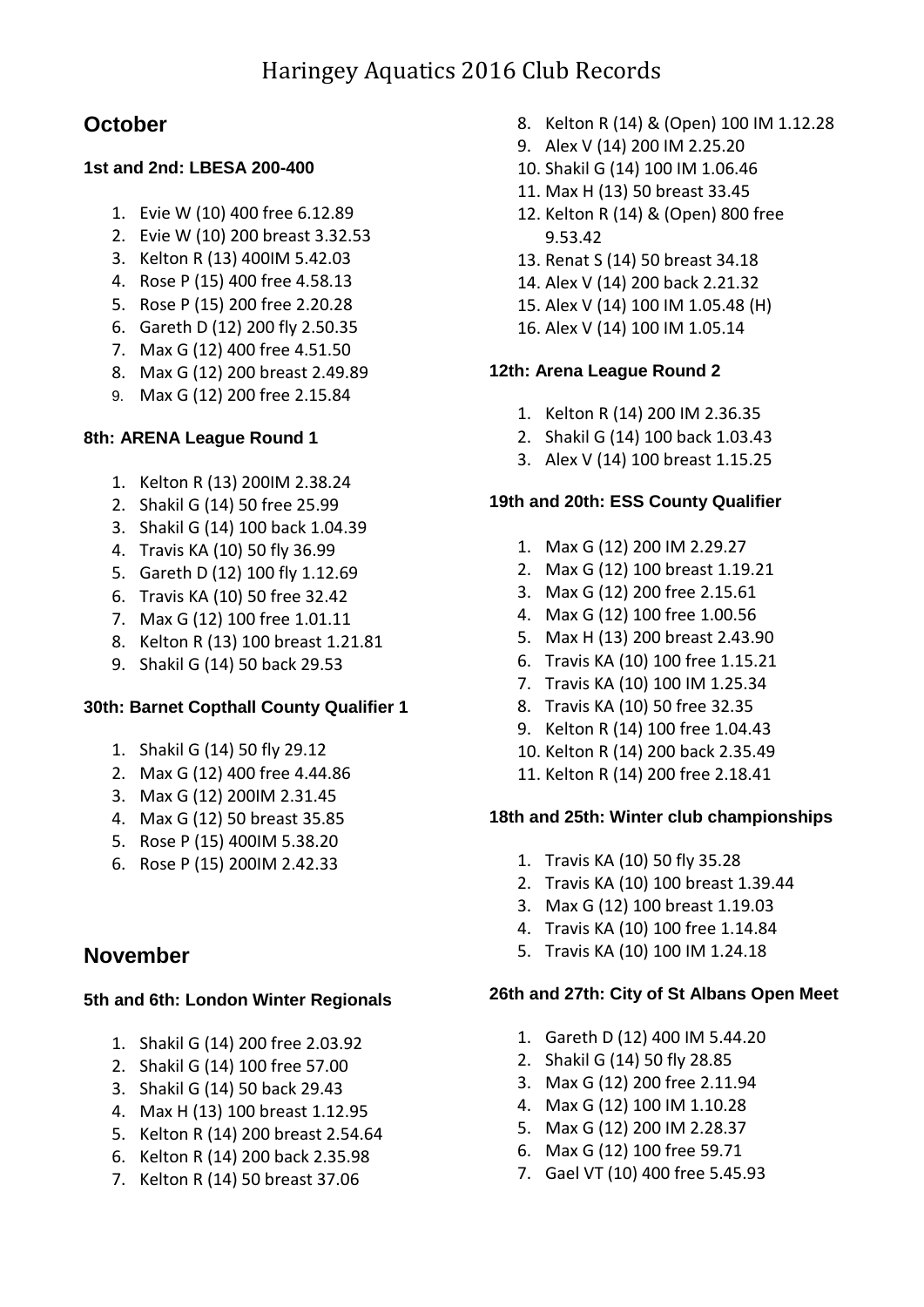# Haringey Aquatics 2016 Club Records

## October

### 1st and 2nd: LBESA 200-400

1. Evie W (10) 400 free 6.12.89
2. Evie W (10) 200 breast 3.32.53
3. Kelton R (13) 400IM 5.42.03
4. Rose P (15) 400 free 4.58.13
5. Rose P (15) 200 free 2.20.28
6. Gareth D (12) 200 fly 2.50.35
7. Max G (12) 400 free 4.51.50
8. Max G (12) 200 breast 2.49.89
9. Max G (12) 200 free 2.15.84

### 8th: ARENA League Round 1

1. Kelton R (13) 200IM 2.38.24
2. Shakil G (14) 50 free 25.99
3. Shakil G (14) 100 back 1.04.39
4. Travis KA (10) 50 fly 36.99
5. Gareth D (12) 100 fly 1.12.69
6. Travis KA (10) 50 free 32.42
7. Max G (12) 100 free 1.01.11
8. Kelton R (13) 100 breast 1.21.81
9. Shakil G (14) 50 back 29.53

### 30th: Barnet Copthall County Qualifier 1

1. Shakil G (14) 50 fly 29.12
2. Max G (12) 400 free 4.44.86
3. Max G (12) 200IM 2.31.45
4. Max G (12) 50 breast 35.85
5. Rose P (15) 400IM 5.38.20
6. Rose P (15) 200IM 2.42.33

## November

### 5th and 6th: London Winter Regionals

1. Shakil G (14) 200 free 2.03.92
2. Shakil G (14) 100 free 57.00
3. Shakil G (14) 50 back 29.43
4. Max H (13) 100 breast 1.12.95
5. Kelton R (14) 200 breast 2.54.64
6. Kelton R (14) 200 back 2.35.98
7. Kelton R (14) 50 breast 37.06
8. Kelton R (14) & (Open) 100 IM 1.12.28
9. Alex V (14) 200 IM 2.25.20
10. Shakil G (14) 100 IM 1.06.46
11. Max H (13) 50 breast 33.45
12. Kelton R (14) & (Open) 800 free 9.53.42
13. Renat S (14) 50 breast 34.18
14. Alex V (14) 200 back 2.21.32
15. Alex V (14) 100 IM 1.05.48 (H)
16. Alex V (14) 100 IM 1.05.14

### 12th: Arena League Round 2

1. Kelton R (14) 200 IM 2.36.35
2. Shakil G (14) 100 back 1.03.43
3. Alex V (14) 100 breast 1.15.25

### 19th and 20th: ESS County Qualifier

1. Max G (12) 200 IM 2.29.27
2. Max G (12) 100 breast 1.19.21
3. Max G (12) 200 free 2.15.61
4. Max G (12) 100 free 1.00.56
5. Max H (13) 200 breast 2.43.90
6. Travis KA (10) 100 free 1.15.21
7. Travis KA (10) 100 IM 1.25.34
8. Travis KA (10) 50 free 32.35
9. Kelton R (14) 100 free 1.04.43
10. Kelton R (14) 200 back 2.35.49
11. Kelton R (14) 200 free 2.18.41

### 18th and 25th: Winter club championships

1. Travis KA (10) 50 fly 35.28
2. Travis KA (10) 100 breast 1.39.44
3. Max G (12) 100 breast 1.19.03
4. Travis KA (10) 100 free 1.14.84
5. Travis KA (10) 100 IM 1.24.18

### 26th and 27th: City of St Albans Open Meet

1. Gareth D (12) 400 IM 5.44.20
2. Shakil G (14) 50 fly 28.85
3. Max G (12) 200 free 2.11.94
4. Max G (12) 100 IM 1.10.28
5. Max G (12) 200 IM 2.28.37
6. Max G (12) 100 free 59.71
7. Gael VT (10) 400 free 5.45.93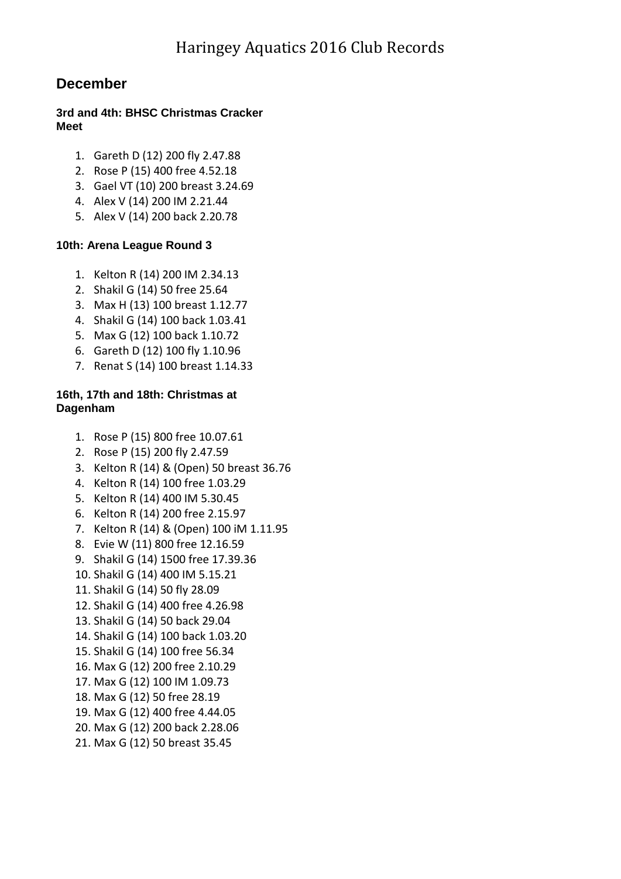# Haringey Aquatics 2016 Club Records

## December

### 3rd and 4th: BHSC Christmas Cracker Meet

1. Gareth D (12) 200 fly 2.47.88
2. Rose P (15) 400 free 4.52.18
3. Gael VT (10) 200 breast 3.24.69
4. Alex V (14) 200 IM 2.21.44
5. Alex V (14) 200 back 2.20.78

### 10th: Arena League Round 3

1. Kelton R (14) 200 IM 2.34.13
2. Shakil G (14) 50 free 25.64
3. Max H (13) 100 breast 1.12.77
4. Shakil G (14) 100 back 1.03.41
5. Max G (12) 100 back 1.10.72
6. Gareth D (12) 100 fly 1.10.96
7. Renat S (14) 100 breast 1.14.33

### 16th, 17th and 18th: Christmas at Dagenham

1. Rose P (15) 800 free 10.07.61
2. Rose P (15) 200 fly 2.47.59
3. Kelton R (14) & (Open) 50 breast 36.76
4. Kelton R (14) 100 free 1.03.29
5. Kelton R (14) 400 IM 5.30.45
6. Kelton R (14) 200 free 2.15.97
7. Kelton R (14) & (Open) 100 iM 1.11.95
8. Evie W (11) 800 free 12.16.59
9. Shakil G (14) 1500 free 17.39.36
10. Shakil G (14) 400 IM 5.15.21
11. Shakil G (14) 50 fly 28.09
12. Shakil G (14) 400 free 4.26.98
13. Shakil G (14) 50 back 29.04
14. Shakil G (14) 100 back 1.03.20
15. Shakil G (14) 100 free 56.34
16. Max G (12) 200 free 2.10.29
17. Max G (12) 100 IM 1.09.73
18. Max G (12) 50 free 28.19
19. Max G (12) 400 free 4.44.05
20. Max G (12) 200 back 2.28.06
21. Max G (12) 50 breast 35.45